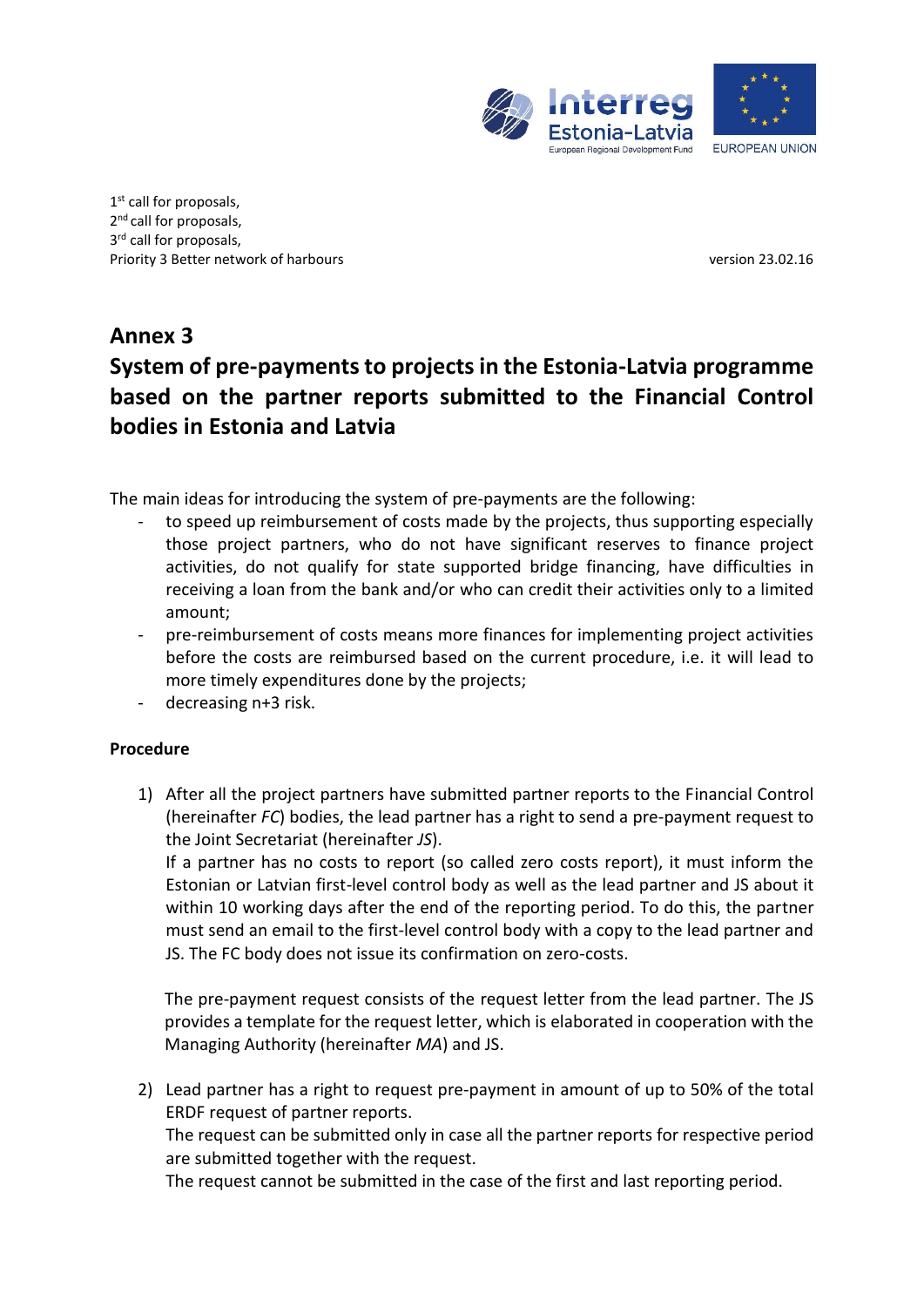1st call for proposals,
2nd call for proposals,
3rd call for proposals,
Priority 3 Better network of harbours

version 23.02.16

# Annex 3

# System of pre-payments to projects in the Estonia-Latvia programme based on the partner reports submitted to the Financial Control bodies in Estonia and Latvia

The main ideas for introducing the system of pre-payments are the following:

- to speed up reimbursement of costs made by the projects, thus supporting especially those project partners, who do not have significant reserves to finance project activities, do not qualify for state supported bridge financing, have difficulties in receiving a loan from the bank and/or who can credit their activities only to a limited amount;
- pre-reimbursement of costs means more finances for implementing project activities before the costs are reimbursed based on the current procedure, i.e. it will lead to more timely expenditures done by the projects;
- decreasing n+3 risk.

**Procedure**

1) After all the project partners have submitted partner reports to the Financial Control (hereinafter *FC*) bodies, the lead partner has a right to send a pre-payment request to the Joint Secretariat (hereinafter *JS*).

   If a partner has no costs to report (so called zero costs report), it must inform the Estonian or Latvian first-level control body as well as the lead partner and JS about it within 10 working days after the end of the reporting period. To do this, the partner must send an email to the first-level control body with a copy to the lead partner and JS. The FC body does not issue its confirmation on zero-costs.

   The pre-payment request consists of the request letter from the lead partner. The JS provides a template for the request letter, which is elaborated in cooperation with the Managing Authority (hereinafter *MA*) and JS.

2) Lead partner has a right to request pre-payment in amount of up to 50% of the total ERDF request of partner reports.

   The request can be submitted only in case all the partner reports for respective period are submitted together with the request.

   The request cannot be submitted in the case of the first and last reporting period.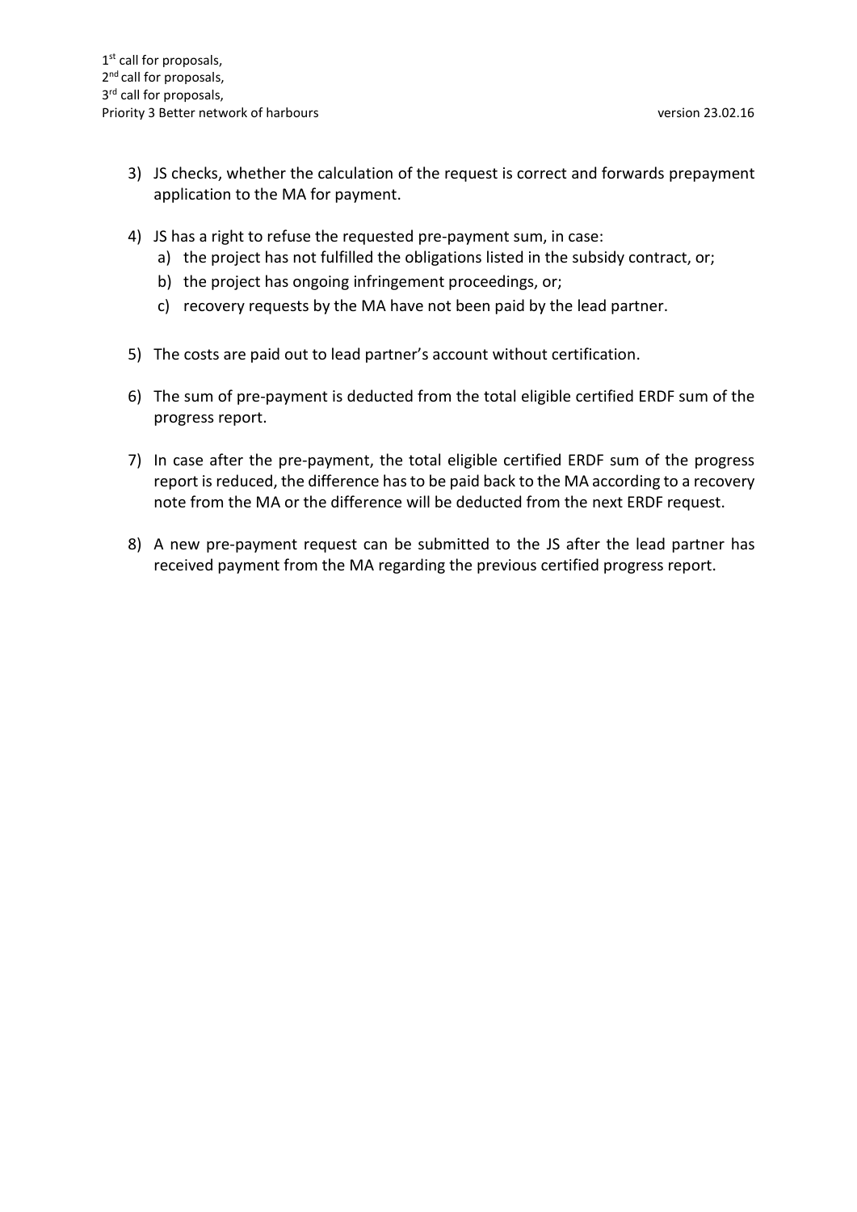3) JS checks, whether the calculation of the request is correct and forwards prepayment application to the MA for payment.

4) JS has a right to refuse the requested pre-payment sum, in case:
   a) the project has not fulfilled the obligations listed in the subsidy contract, or;
   b) the project has ongoing infringement proceedings, or;
   c) recovery requests by the MA have not been paid by the lead partner.

5) The costs are paid out to lead partner's account without certification.

6) The sum of pre-payment is deducted from the total eligible certified ERDF sum of the progress report.

7) In case after the pre-payment, the total eligible certified ERDF sum of the progress report is reduced, the difference has to be paid back to the MA according to a recovery note from the MA or the difference will be deducted from the next ERDF request.

8) A new pre-payment request can be submitted to the JS after the lead partner has received payment from the MA regarding the previous certified progress report.